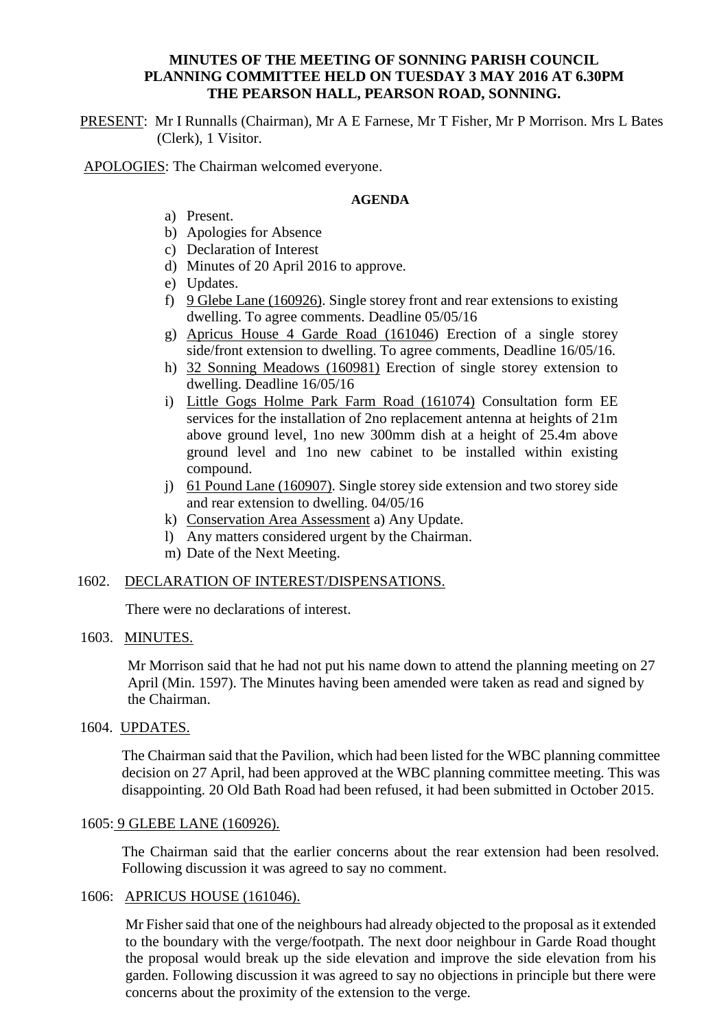**MINUTES OF THE MEETING OF SONNING PARISH COUNCIL PLANNING COMMITTEE HELD ON TUESDAY 3 MAY 2016 AT 6.30PM THE PEARSON HALL, PEARSON ROAD, SONNING.**

PRESENT: Mr I Runnalls (Chairman), Mr A E Farnese, Mr T Fisher, Mr P Morrison. Mrs L Bates (Clerk), 1 Visitor.

APOLOGIES: The Chairman welcomed everyone.

**AGENDA**

a) Present.
b) Apologies for Absence
c) Declaration of Interest
d) Minutes of 20 April 2016 to approve.
e) Updates.
f) 9 Glebe Lane (160926). Single storey front and rear extensions to existing dwelling. To agree comments. Deadline 05/05/16
g) Apricus House 4 Garde Road (161046) Erection of a single storey side/front extension to dwelling. To agree comments, Deadline 16/05/16.
h) 32 Sonning Meadows (160981) Erection of single storey extension to dwelling. Deadline 16/05/16
i) Little Gogs Holme Park Farm Road (161074) Consultation form EE services for the installation of 2no replacement antenna at heights of 21m above ground level, 1no new 300mm dish at a height of 25.4m above ground level and 1no new cabinet to be installed within existing compound.
j) 61 Pound Lane (160907). Single storey side extension and two storey side and rear extension to dwelling. 04/05/16
k) Conservation Area Assessment a) Any Update.
l) Any matters considered urgent by the Chairman.
m) Date of the Next Meeting.

1602. DECLARATION OF INTEREST/DISPENSATIONS.

There were no declarations of interest.

1603. MINUTES.

Mr Morrison said that he had not put his name down to attend the planning meeting on 27 April (Min. 1597). The Minutes having been amended were taken as read and signed by the Chairman.

1604. UPDATES.

The Chairman said that the Pavilion, which had been listed for the WBC planning committee decision on 27 April, had been approved at the WBC planning committee meeting. This was disappointing. 20 Old Bath Road had been refused, it had been submitted in October 2015.

1605: 9 GLEBE LANE (160926).

The Chairman said that the earlier concerns about the rear extension had been resolved. Following discussion it was agreed to say no comment.

1606: APRICUS HOUSE (161046).

Mr Fisher said that one of the neighbours had already objected to the proposal as it extended to the boundary with the verge/footpath. The next door neighbour in Garde Road thought the proposal would break up the side elevation and improve the side elevation from his garden. Following discussion it was agreed to say no objections in principle but there were concerns about the proximity of the extension to the verge.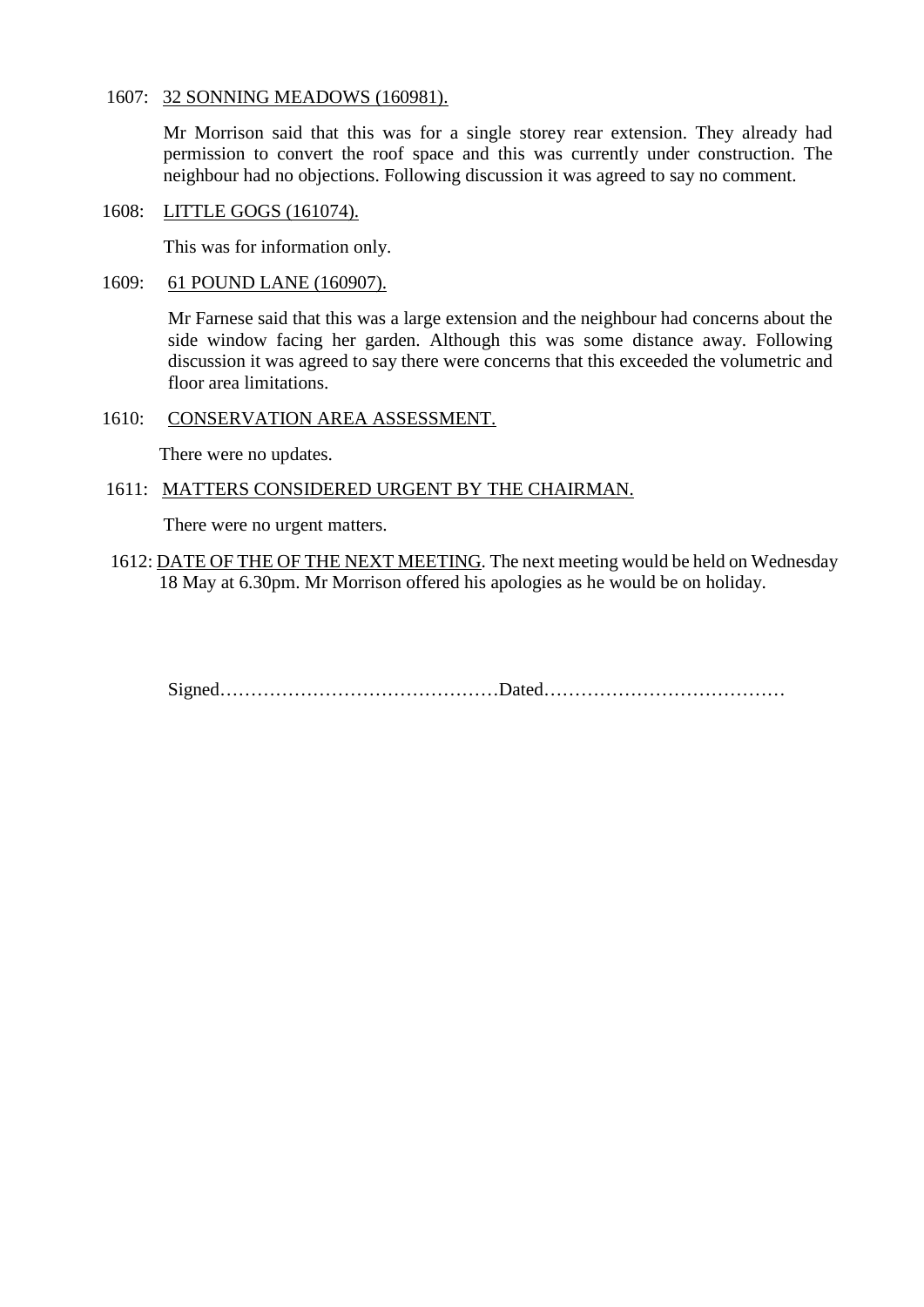1607: <u>32 SONNING MEADOWS (160981).</u>

Mr Morrison said that this was for a single storey rear extension. They already had permission to convert the roof space and this was currently under construction. The neighbour had no objections. Following discussion it was agreed to say no comment.

1608: <u>LITTLE GOGS (161074).</u>

This was for information only.

1609: <u>61 POUND LANE (160907).</u>

Mr Farnese said that this was a large extension and the neighbour had concerns about the side window facing her garden. Although this was some distance away. Following discussion it was agreed to say there were concerns that this exceeded the volumetric and floor area limitations.

1610: <u>CONSERVATION AREA ASSESSMENT.</u>

There were no updates.

1611: <u>MATTERS CONSIDERED URGENT BY THE CHAIRMAN.</u>

There were no urgent matters.

1612: <u>DATE OF THE OF THE NEXT MEETING</u>. The next meeting would be held on Wednesday 18 May at 6.30pm. Mr Morrison offered his apologies as he would be on holiday.

Signed………………………………………Dated…………………………………